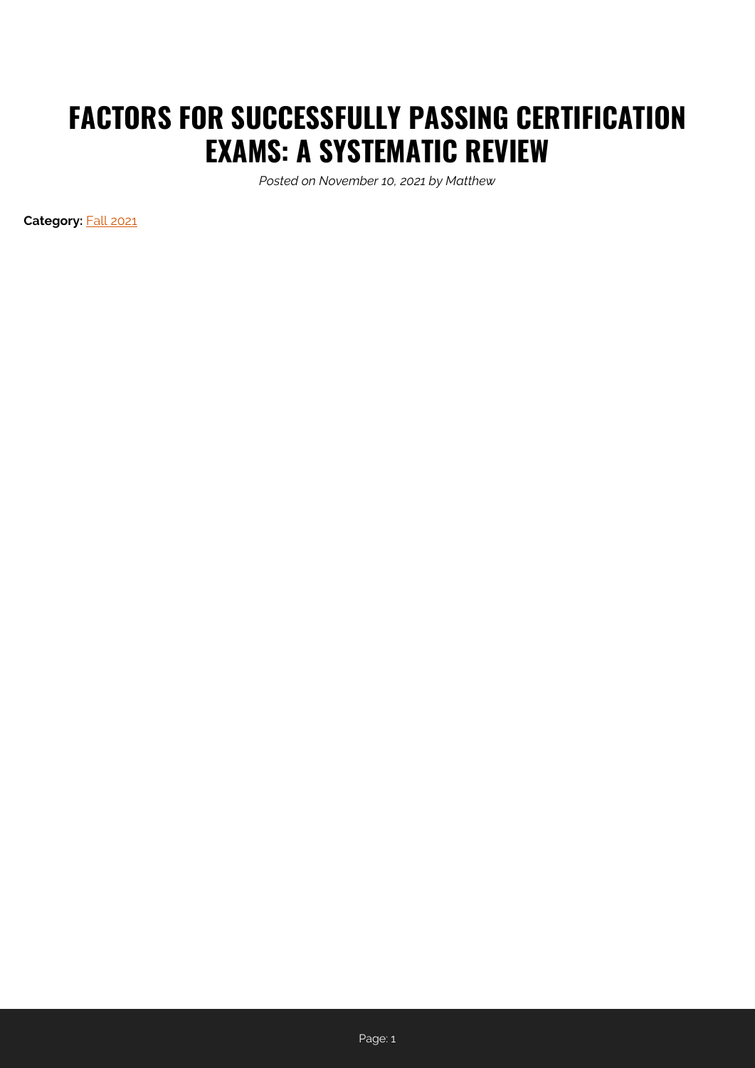# FACTORS FOR SUCCESSFULLY PASSING CERTIFICATION EXAMS: A SYSTEMATIC REVIEW

*Posted on November 10, 2021 by Matthew*

**Category:** Fall 2021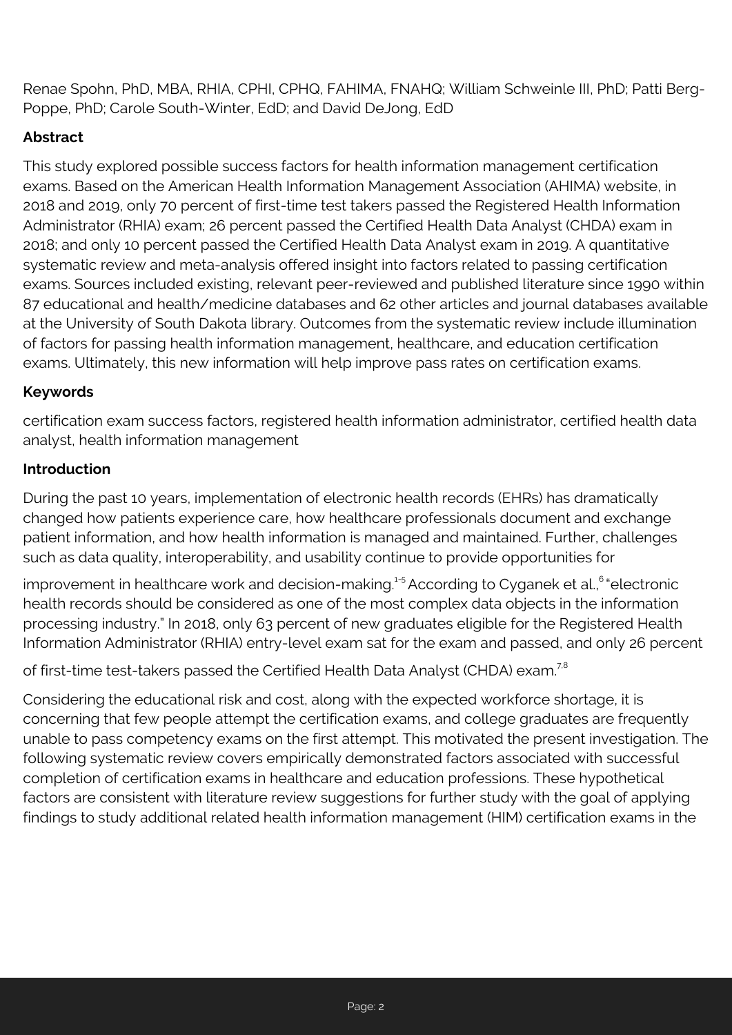Renae Spohn, PhD, MBA, RHIA, CPHI, CPHQ, FAHIMA, FNAHQ; William Schweinle III, PhD; Patti Berg-Poppe, PhD; Carole South-Winter, EdD; and David DeJong, EdD

## Abstract

This study explored possible success factors for health information management certification exams. Based on the American Health Information Management Association (AHIMA) website, in 2018 and 2019, only 70 percent of first-time test takers passed the Registered Health Information Administrator (RHIA) exam; 26 percent passed the Certified Health Data Analyst (CHDA) exam in 2018; and only 10 percent passed the Certified Health Data Analyst exam in 2019. A quantitative systematic review and meta-analysis offered insight into factors related to passing certification exams. Sources included existing, relevant peer-reviewed and published literature since 1990 within 87 educational and health/medicine databases and 62 other articles and journal databases available at the University of South Dakota library. Outcomes from the systematic review include illumination of factors for passing health information management, healthcare, and education certification exams. Ultimately, this new information will help improve pass rates on certification exams.

## Keywords

certification exam success factors, registered health information administrator, certified health data analyst, health information management

## Introduction

During the past 10 years, implementation of electronic health records (EHRs) has dramatically changed how patients experience care, how healthcare professionals document and exchange patient information, and how health information is managed and maintained. Further, challenges such as data quality, interoperability, and usability continue to provide opportunities for improvement in healthcare work and decision-making.[1-5] According to Cyganek et al.,[6] "electronic health records should be considered as one of the most complex data objects in the information processing industry." In 2018, only 63 percent of new graduates eligible for the Registered Health Information Administrator (RHIA) entry-level exam sat for the exam and passed, and only 26 percent of first-time test-takers passed the Certified Health Data Analyst (CHDA) exam.[7,8]

Considering the educational risk and cost, along with the expected workforce shortage, it is concerning that few people attempt the certification exams, and college graduates are frequently unable to pass competency exams on the first attempt. This motivated the present investigation. The following systematic review covers empirically demonstrated factors associated with successful completion of certification exams in healthcare and education professions. These hypothetical factors are consistent with literature review suggestions for further study with the goal of applying findings to study additional related health information management (HIM) certification exams in the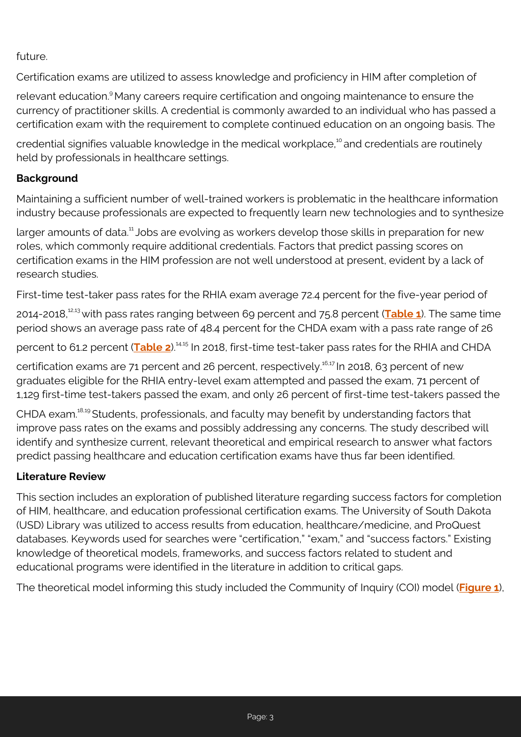future.

Certification exams are utilized to assess knowledge and proficiency in HIM after completion of relevant education.[9] Many careers require certification and ongoing maintenance to ensure the currency of practitioner skills. A credential is commonly awarded to an individual who has passed a certification exam with the requirement to complete continued education on an ongoing basis. The credential signifies valuable knowledge in the medical workplace,[10] and credentials are routinely held by professionals in healthcare settings.

**Background**

Maintaining a sufficient number of well-trained workers is problematic in the healthcare information industry because professionals are expected to frequently learn new technologies and to synthesize larger amounts of data.[11] Jobs are evolving as workers develop those skills in preparation for new roles, which commonly require additional credentials. Factors that predict passing scores on certification exams in the HIM profession are not well understood at present, evident by a lack of research studies.

First-time test-taker pass rates for the RHIA exam average 72.4 percent for the five-year period of 2014-2018,[12,13] with pass rates ranging between 69 percent and 75.8 percent (**Table 1**). The same time period shows an average pass rate of 48.4 percent for the CHDA exam with a pass rate range of 26 percent to 61.2 percent (**Table 2**).[14,15] In 2018, first-time test-taker pass rates for the RHIA and CHDA certification exams are 71 percent and 26 percent, respectively.[16,17] In 2018, 63 percent of new graduates eligible for the RHIA entry-level exam attempted and passed the exam, 71 percent of 1,129 first-time test-takers passed the exam, and only 26 percent of first-time test-takers passed the CHDA exam.[18,19] Students, professionals, and faculty may benefit by understanding factors that improve pass rates on the exams and possibly addressing any concerns. The study described will identify and synthesize current, relevant theoretical and empirical research to answer what factors predict passing healthcare and education certification exams have thus far been identified.

**Literature Review**

This section includes an exploration of published literature regarding success factors for completion of HIM, healthcare, and education professional certification exams. The University of South Dakota (USD) Library was utilized to access results from education, healthcare/medicine, and ProQuest databases. Keywords used for searches were "certification," "exam," and "success factors." Existing knowledge of theoretical models, frameworks, and success factors related to student and educational programs were identified in the literature in addition to critical gaps.

The theoretical model informing this study included the Community of Inquiry (COI) model (**Figure 1**),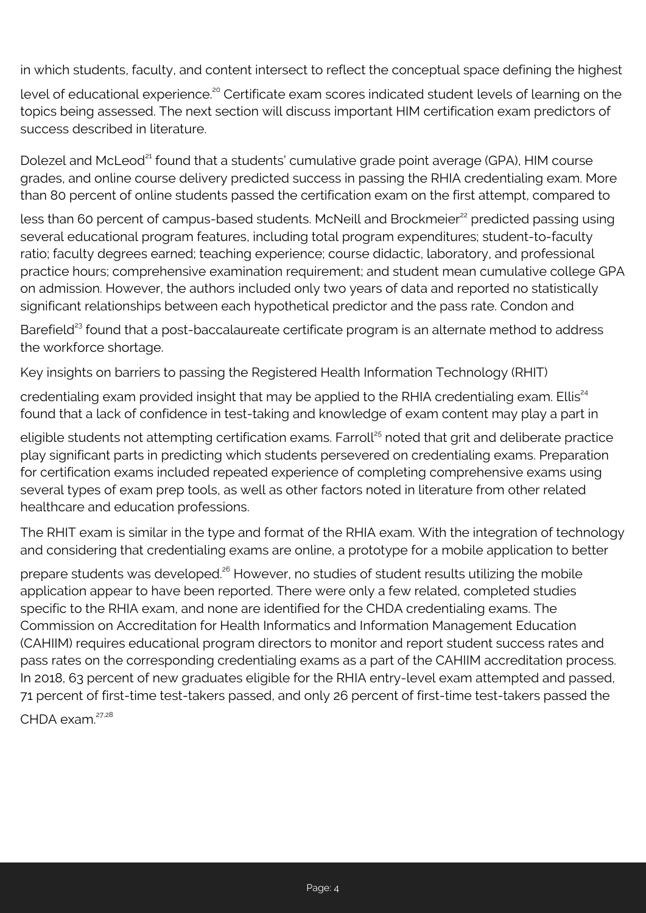in which students, faculty, and content intersect to reflect the conceptual space defining the highest level of educational experience.[20] Certificate exam scores indicated student levels of learning on the topics being assessed. The next section will discuss important HIM certification exam predictors of success described in literature.

Dolezel and McLeod[21] found that a students' cumulative grade point average (GPA), HIM course grades, and online course delivery predicted success in passing the RHIA credentialing exam. More than 80 percent of online students passed the certification exam on the first attempt, compared to less than 60 percent of campus-based students. McNeill and Brockmeier[22] predicted passing using several educational program features, including total program expenditures; student-to-faculty ratio; faculty degrees earned; teaching experience; course didactic, laboratory, and professional practice hours; comprehensive examination requirement; and student mean cumulative college GPA on admission. However, the authors included only two years of data and reported no statistically significant relationships between each hypothetical predictor and the pass rate. Condon and Barefield[23] found that a post-baccalaureate certificate program is an alternate method to address the workforce shortage.

Key insights on barriers to passing the Registered Health Information Technology (RHIT) credentialing exam provided insight that may be applied to the RHIA credentialing exam. Ellis[24] found that a lack of confidence in test-taking and knowledge of exam content may play a part in eligible students not attempting certification exams. Farroll[25] noted that grit and deliberate practice play significant parts in predicting which students persevered on credentialing exams. Preparation for certification exams included repeated experience of completing comprehensive exams using several types of exam prep tools, as well as other factors noted in literature from other related healthcare and education professions.

The RHIT exam is similar in the type and format of the RHIA exam. With the integration of technology and considering that credentialing exams are online, a prototype for a mobile application to better prepare students was developed.[26] However, no studies of student results utilizing the mobile application appear to have been reported. There were only a few related, completed studies specific to the RHIA exam, and none are identified for the CHDA credentialing exams. The Commission on Accreditation for Health Informatics and Information Management Education (CAHIIM) requires educational program directors to monitor and report student success rates and pass rates on the corresponding credentialing exams as a part of the CAHIIM accreditation process. In 2018, 63 percent of new graduates eligible for the RHIA entry-level exam attempted and passed, 71 percent of first-time test-takers passed, and only 26 percent of first-time test-takers passed the CHDA exam.[27,28]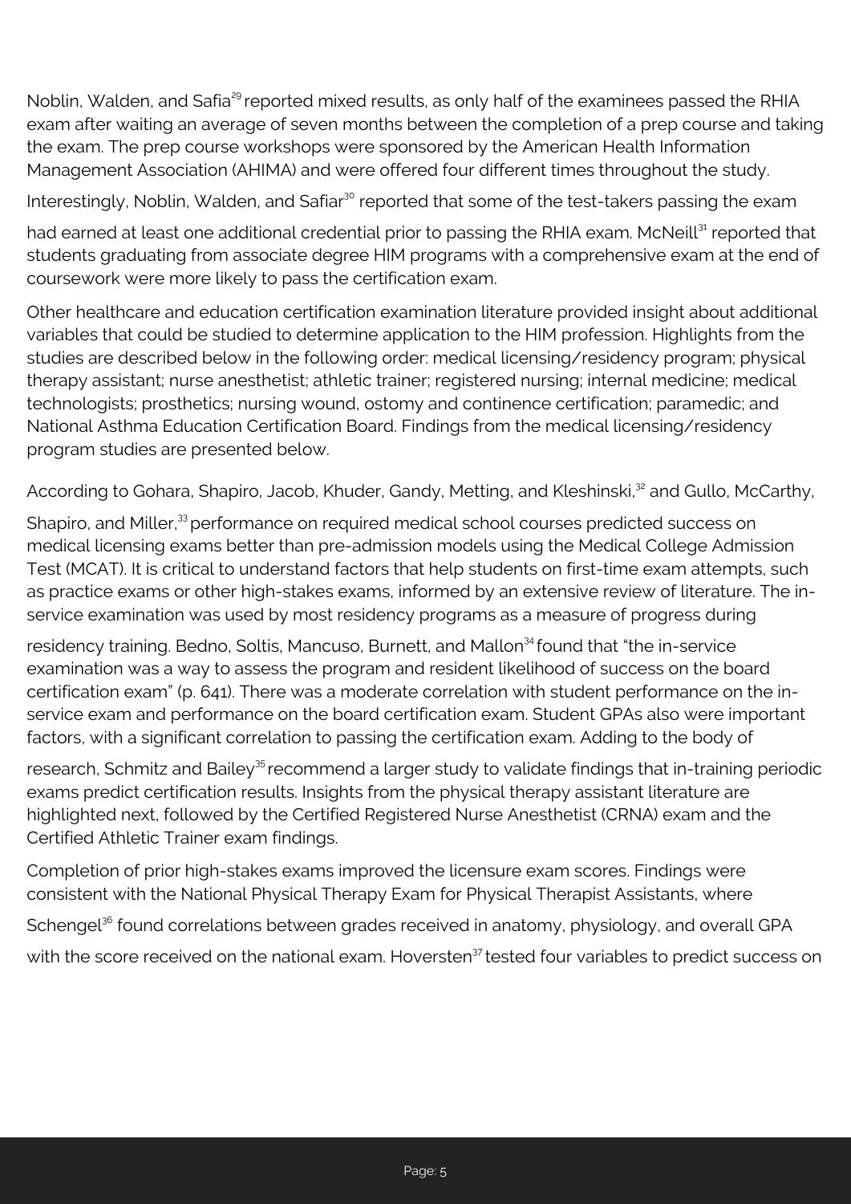Noblin, Walden, and Safia[29] reported mixed results, as only half of the examinees passed the RHIA exam after waiting an average of seven months between the completion of a prep course and taking the exam. The prep course workshops were sponsored by the American Health Information Management Association (AHIMA) and were offered four different times throughout the study. Interestingly, Noblin, Walden, and Safiar[30] reported that some of the test-takers passing the exam had earned at least one additional credential prior to passing the RHIA exam. McNeill[31] reported that students graduating from associate degree HIM programs with a comprehensive exam at the end of coursework were more likely to pass the certification exam.

Other healthcare and education certification examination literature provided insight about additional variables that could be studied to determine application to the HIM profession. Highlights from the studies are described below in the following order: medical licensing/residency program; physical therapy assistant; nurse anesthetist; athletic trainer; registered nursing; internal medicine; medical technologists; prosthetics; nursing wound, ostomy and continence certification; paramedic; and National Asthma Education Certification Board. Findings from the medical licensing/residency program studies are presented below.

According to Gohara, Shapiro, Jacob, Khuder, Gandy, Metting, and Kleshinski,[32] and Gullo, McCarthy, Shapiro, and Miller,[33] performance on required medical school courses predicted success on medical licensing exams better than pre-admission models using the Medical College Admission Test (MCAT). It is critical to understand factors that help students on first-time exam attempts, such as practice exams or other high-stakes exams, informed by an extensive review of literature. The in-service examination was used by most residency programs as a measure of progress during residency training. Bedno, Soltis, Mancuso, Burnett, and Mallon[34] found that "the in-service examination was a way to assess the program and resident likelihood of success on the board certification exam" (p. 641). There was a moderate correlation with student performance on the in-service exam and performance on the board certification exam. Student GPAs also were important factors, with a significant correlation to passing the certification exam. Adding to the body of research, Schmitz and Bailey[35] recommend a larger study to validate findings that in-training periodic exams predict certification results. Insights from the physical therapy assistant literature are highlighted next, followed by the Certified Registered Nurse Anesthetist (CRNA) exam and the Certified Athletic Trainer exam findings.

Completion of prior high-stakes exams improved the licensure exam scores. Findings were consistent with the National Physical Therapy Exam for Physical Therapist Assistants, where Schengel[36] found correlations between grades received in anatomy, physiology, and overall GPA with the score received on the national exam. Hoversten[37] tested four variables to predict success on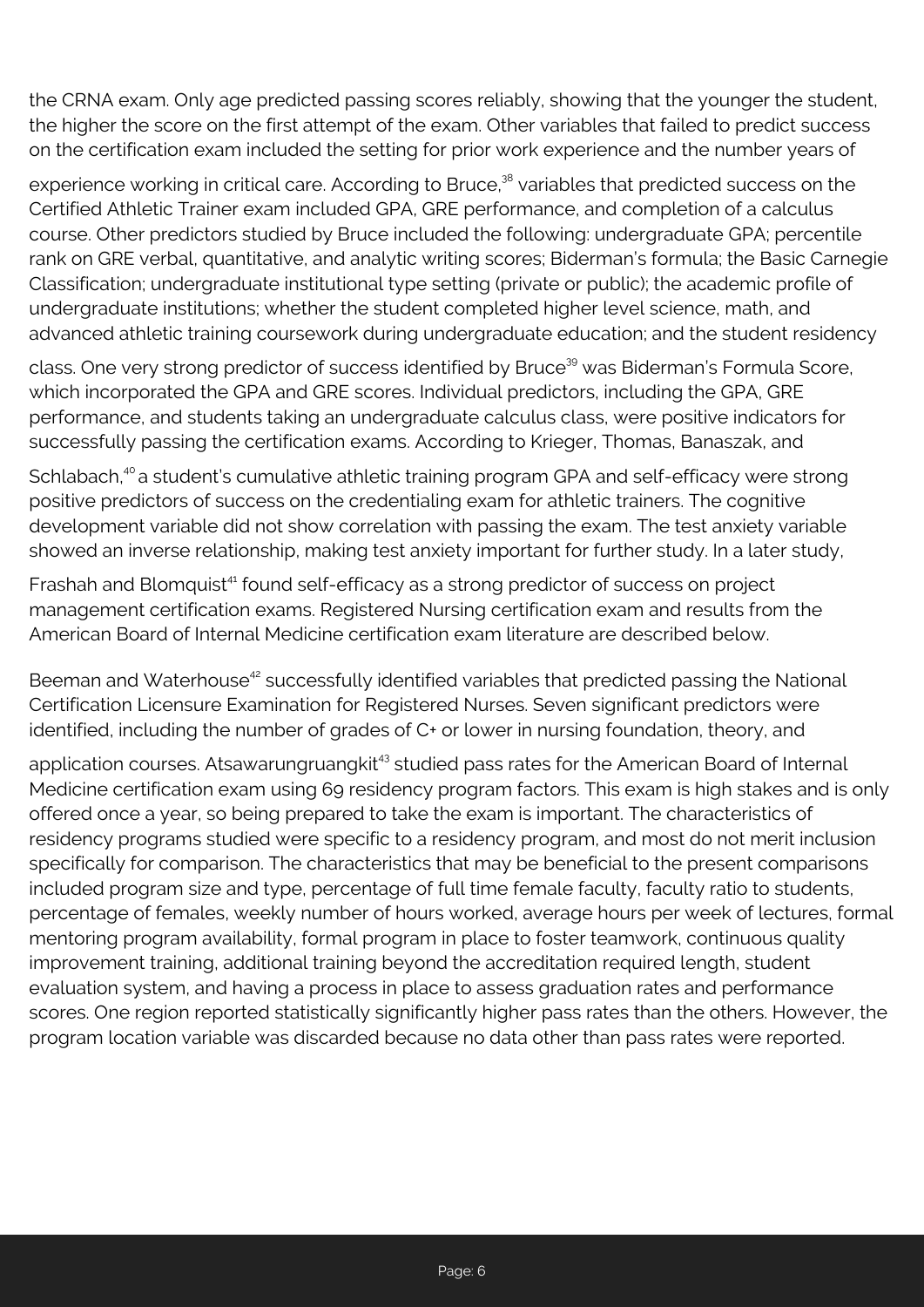the CRNA exam. Only age predicted passing scores reliably, showing that the younger the student, the higher the score on the first attempt of the exam. Other variables that failed to predict success on the certification exam included the setting for prior work experience and the number years of experience working in critical care. According to Bruce,[38] variables that predicted success on the Certified Athletic Trainer exam included GPA, GRE performance, and completion of a calculus course. Other predictors studied by Bruce included the following: undergraduate GPA; percentile rank on GRE verbal, quantitative, and analytic writing scores; Biderman's formula; the Basic Carnegie Classification; undergraduate institutional type setting (private or public); the academic profile of undergraduate institutions; whether the student completed higher level science, math, and advanced athletic training coursework during undergraduate education; and the student residency class. One very strong predictor of success identified by Bruce[39] was Biderman's Formula Score, which incorporated the GPA and GRE scores. Individual predictors, including the GPA, GRE performance, and students taking an undergraduate calculus class, were positive indicators for successfully passing the certification exams. According to Krieger, Thomas, Banaszak, and Schlabach,[40] a student's cumulative athletic training program GPA and self-efficacy were strong positive predictors of success on the credentialing exam for athletic trainers. The cognitive development variable did not show correlation with passing the exam. The test anxiety variable showed an inverse relationship, making test anxiety important for further study. In a later study, Frashah and Blomquist[41] found self-efficacy as a strong predictor of success on project management certification exams. Registered Nursing certification exam and results from the American Board of Internal Medicine certification exam literature are described below.

Beeman and Waterhouse[42] successfully identified variables that predicted passing the National Certification Licensure Examination for Registered Nurses. Seven significant predictors were identified, including the number of grades of C+ or lower in nursing foundation, theory, and application courses. Atsawarungruangkit[43] studied pass rates for the American Board of Internal Medicine certification exam using 69 residency program factors. This exam is high stakes and is only offered once a year, so being prepared to take the exam is important. The characteristics of residency programs studied were specific to a residency program, and most do not merit inclusion specifically for comparison. The characteristics that may be beneficial to the present comparisons included program size and type, percentage of full time female faculty, faculty ratio to students, percentage of females, weekly number of hours worked, average hours per week of lectures, formal mentoring program availability, formal program in place to foster teamwork, continuous quality improvement training, additional training beyond the accreditation required length, student evaluation system, and having a process in place to assess graduation rates and performance scores. One region reported statistically significantly higher pass rates than the others. However, the program location variable was discarded because no data other than pass rates were reported.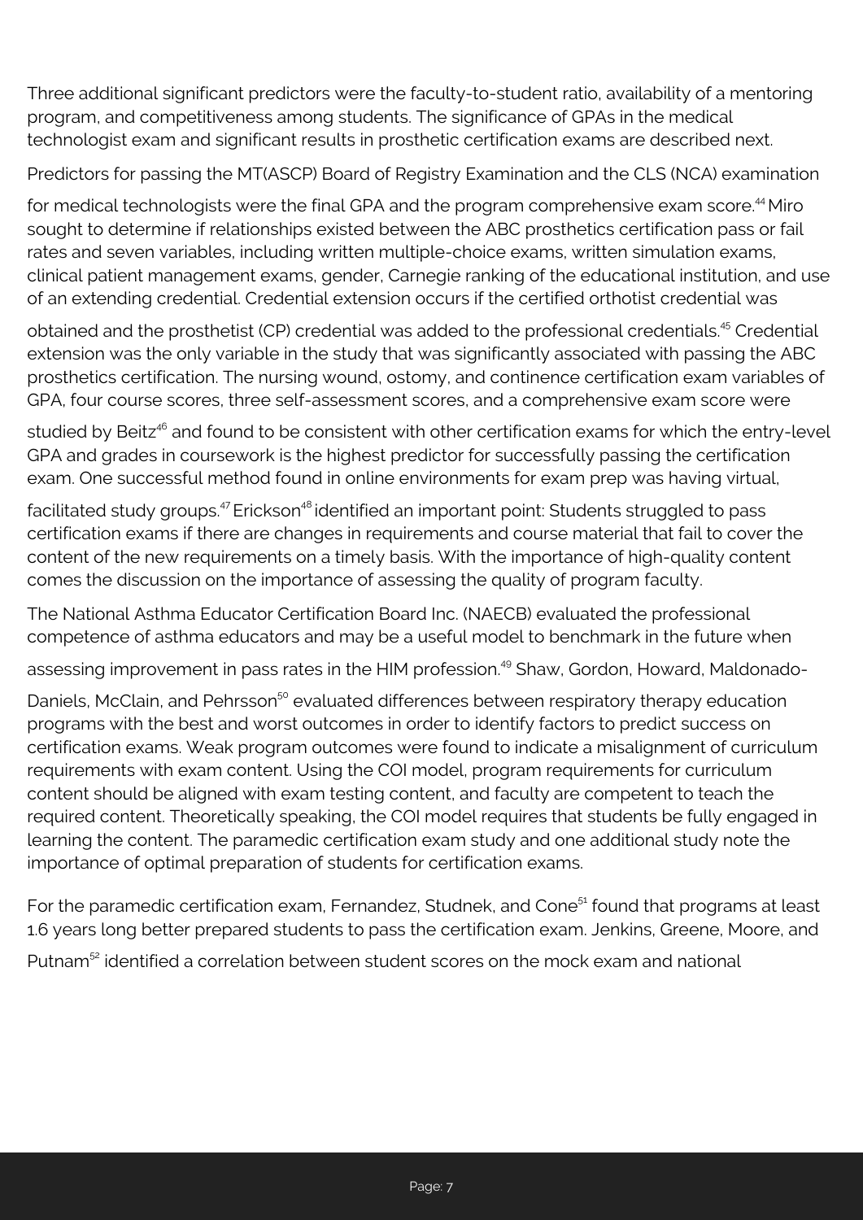Three additional significant predictors were the faculty-to-student ratio, availability of a mentoring program, and competitiveness among students. The significance of GPAs in the medical technologist exam and significant results in prosthetic certification exams are described next.

Predictors for passing the MT(ASCP) Board of Registry Examination and the CLS (NCA) examination for medical technologists were the final GPA and the program comprehensive exam score.[44] Miro sought to determine if relationships existed between the ABC prosthetics certification pass or fail rates and seven variables, including written multiple-choice exams, written simulation exams, clinical patient management exams, gender, Carnegie ranking of the educational institution, and use of an extending credential. Credential extension occurs if the certified orthotist credential was obtained and the prosthetist (CP) credential was added to the professional credentials.[45] Credential extension was the only variable in the study that was significantly associated with passing the ABC prosthetics certification. The nursing wound, ostomy, and continence certification exam variables of GPA, four course scores, three self-assessment scores, and a comprehensive exam score were studied by Beitz[46] and found to be consistent with other certification exams for which the entry-level GPA and grades in coursework is the highest predictor for successfully passing the certification exam. One successful method found in online environments for exam prep was having virtual, facilitated study groups.[47] Erickson[48] identified an important point: Students struggled to pass certification exams if there are changes in requirements and course material that fail to cover the content of the new requirements on a timely basis. With the importance of high-quality content comes the discussion on the importance of assessing the quality of program faculty.

The National Asthma Educator Certification Board Inc. (NAECB) evaluated the professional competence of asthma educators and may be a useful model to benchmark in the future when assessing improvement in pass rates in the HIM profession.[49] Shaw, Gordon, Howard, Maldonado-Daniels, McClain, and Pehrsson[50] evaluated differences between respiratory therapy education programs with the best and worst outcomes in order to identify factors to predict success on certification exams. Weak program outcomes were found to indicate a misalignment of curriculum requirements with exam content. Using the COI model, program requirements for curriculum content should be aligned with exam testing content, and faculty are competent to teach the required content. Theoretically speaking, the COI model requires that students be fully engaged in learning the content. The paramedic certification exam study and one additional study note the importance of optimal preparation of students for certification exams.

For the paramedic certification exam, Fernandez, Studnek, and Cone[51] found that programs at least 1.6 years long better prepared students to pass the certification exam. Jenkins, Greene, Moore, and Putnam[52] identified a correlation between student scores on the mock exam and national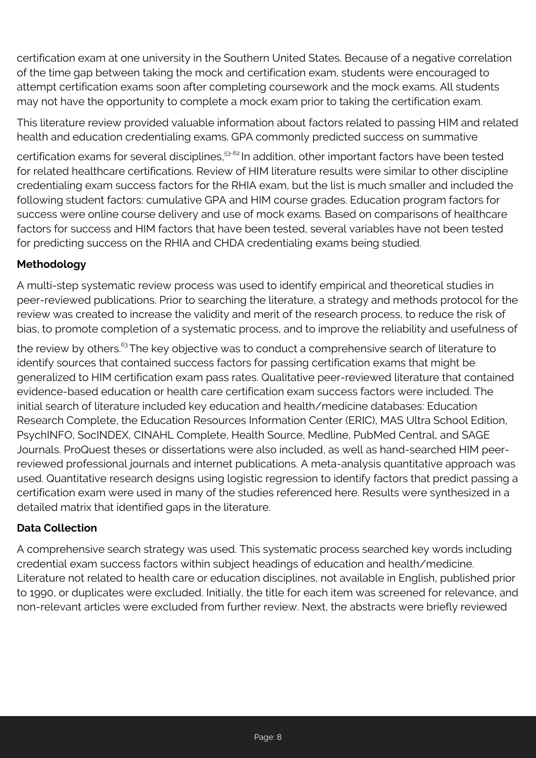certification exam at one university in the Southern United States. Because of a negative correlation of the time gap between taking the mock and certification exam, students were encouraged to attempt certification exams soon after completing coursework and the mock exams. All students may not have the opportunity to complete a mock exam prior to taking the certification exam.

This literature review provided valuable information about factors related to passing HIM and related health and education credentialing exams. GPA commonly predicted success on summative certification exams for several disciplines,[53-62] In addition, other important factors have been tested for related healthcare certifications. Review of HIM literature results were similar to other discipline credentialing exam success factors for the RHIA exam, but the list is much smaller and included the following student factors: cumulative GPA and HIM course grades. Education program factors for success were online course delivery and use of mock exams. Based on comparisons of healthcare factors for success and HIM factors that have been tested, several variables have not been tested for predicting success on the RHIA and CHDA credentialing exams being studied.

**Methodology**

A multi-step systematic review process was used to identify empirical and theoretical studies in peer-reviewed publications. Prior to searching the literature, a strategy and methods protocol for the review was created to increase the validity and merit of the research process, to reduce the risk of bias, to promote completion of a systematic process, and to improve the reliability and usefulness of the review by others.[63] The key objective was to conduct a comprehensive search of literature to identify sources that contained success factors for passing certification exams that might be generalized to HIM certification exam pass rates. Qualitative peer-reviewed literature that contained evidence-based education or health care certification exam success factors were included. The initial search of literature included key education and health/medicine databases: Education Research Complete, the Education Resources Information Center (ERIC), MAS Ultra School Edition, PsychINFO, SocINDEX, CINAHL Complete, Health Source, Medline, PubMed Central, and SAGE Journals. ProQuest theses or dissertations were also included, as well as hand-searched HIM peer-reviewed professional journals and internet publications. A meta-analysis quantitative approach was used. Quantitative research designs using logistic regression to identify factors that predict passing a certification exam were used in many of the studies referenced here. Results were synthesized in a detailed matrix that identified gaps in the literature.

**Data Collection**

A comprehensive search strategy was used. This systematic process searched key words including credential exam success factors within subject headings of education and health/medicine. Literature not related to health care or education disciplines, not available in English, published prior to 1990, or duplicates were excluded. Initially, the title for each item was screened for relevance, and non-relevant articles were excluded from further review. Next, the abstracts were briefly reviewed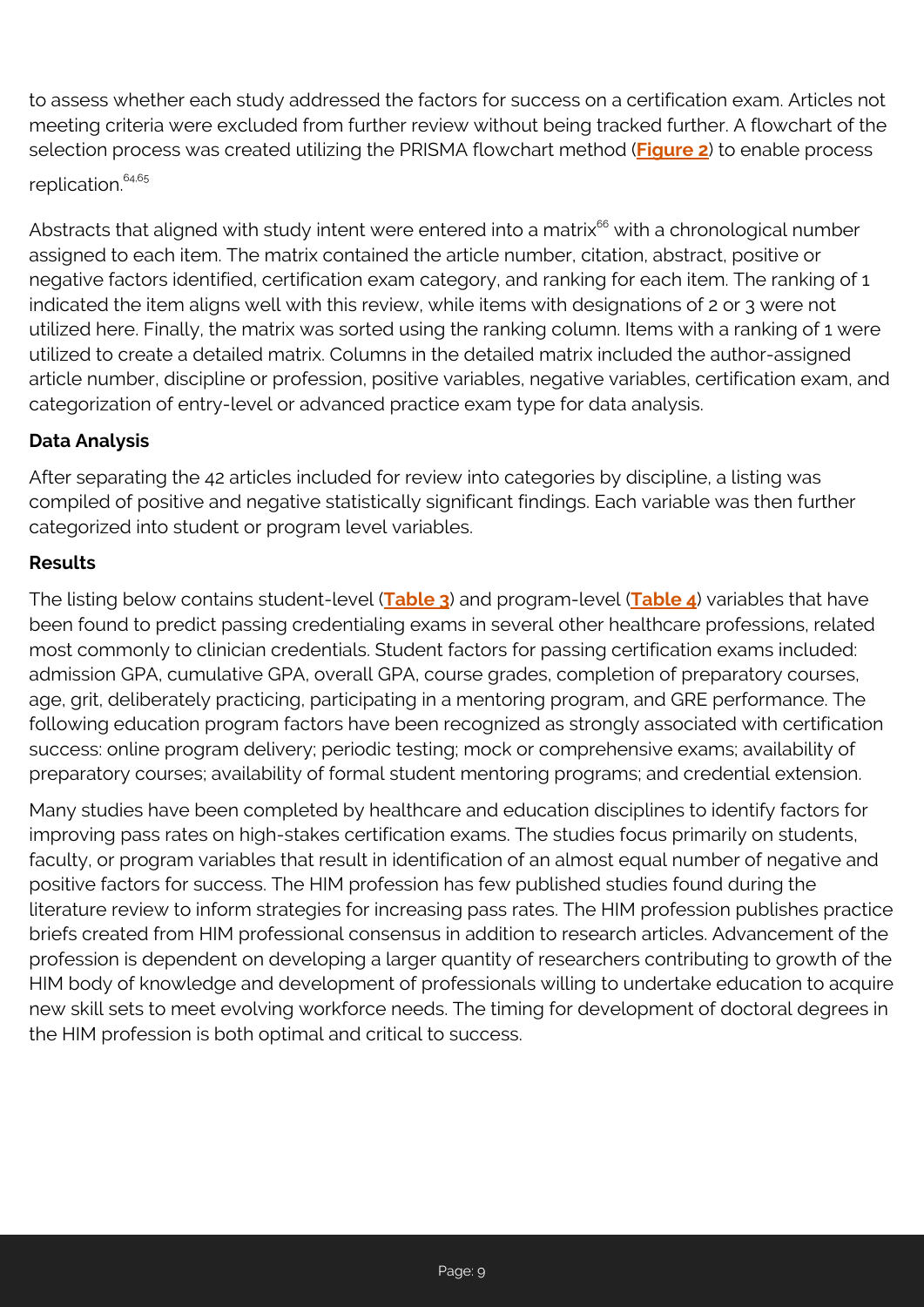to assess whether each study addressed the factors for success on a certification exam. Articles not meeting criteria were excluded from further review without being tracked further. A flowchart of the selection process was created utilizing the PRISMA flowchart method (**Figure 2**) to enable process replication.[64,65]

Abstracts that aligned with study intent were entered into a matrix[66] with a chronological number assigned to each item. The matrix contained the article number, citation, abstract, positive or negative factors identified, certification exam category, and ranking for each item. The ranking of 1 indicated the item aligns well with this review, while items with designations of 2 or 3 were not utilized here. Finally, the matrix was sorted using the ranking column. Items with a ranking of 1 were utilized to create a detailed matrix. Columns in the detailed matrix included the author-assigned article number, discipline or profession, positive variables, negative variables, certification exam, and categorization of entry-level or advanced practice exam type for data analysis.

**Data Analysis**

After separating the 42 articles included for review into categories by discipline, a listing was compiled of positive and negative statistically significant findings. Each variable was then further categorized into student or program level variables.

**Results**

The listing below contains student-level (**Table 3**) and program-level (**Table 4**) variables that have been found to predict passing credentialing exams in several other healthcare professions, related most commonly to clinician credentials. Student factors for passing certification exams included: admission GPA, cumulative GPA, overall GPA, course grades, completion of preparatory courses, age, grit, deliberately practicing, participating in a mentoring program, and GRE performance. The following education program factors have been recognized as strongly associated with certification success: online program delivery; periodic testing; mock or comprehensive exams; availability of preparatory courses; availability of formal student mentoring programs; and credential extension.

Many studies have been completed by healthcare and education disciplines to identify factors for improving pass rates on high-stakes certification exams. The studies focus primarily on students, faculty, or program variables that result in identification of an almost equal number of negative and positive factors for success. The HIM profession has few published studies found during the literature review to inform strategies for increasing pass rates. The HIM profession publishes practice briefs created from HIM professional consensus in addition to research articles. Advancement of the profession is dependent on developing a larger quantity of researchers contributing to growth of the HIM body of knowledge and development of professionals willing to undertake education to acquire new skill sets to meet evolving workforce needs. The timing for development of doctoral degrees in the HIM profession is both optimal and critical to success.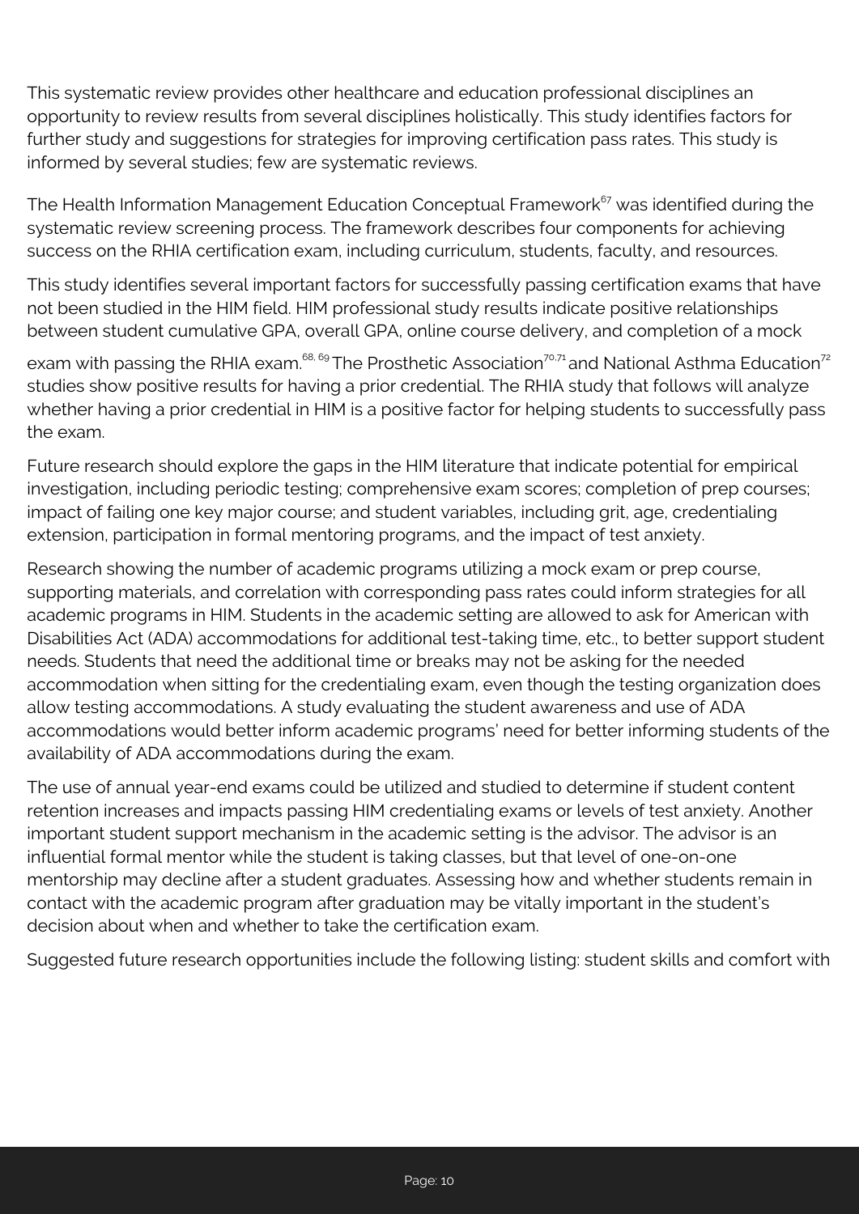This systematic review provides other healthcare and education professional disciplines an opportunity to review results from several disciplines holistically. This study identifies factors for further study and suggestions for strategies for improving certification pass rates. This study is informed by several studies; few are systematic reviews.

The Health Information Management Education Conceptual Framework[67] was identified during the systematic review screening process. The framework describes four components for achieving success on the RHIA certification exam, including curriculum, students, faculty, and resources.

This study identifies several important factors for successfully passing certification exams that have not been studied in the HIM field. HIM professional study results indicate positive relationships between student cumulative GPA, overall GPA, online course delivery, and completion of a mock exam with passing the RHIA exam.[68, 69] The Prosthetic Association[70,71] and National Asthma Education[72] studies show positive results for having a prior credential. The RHIA study that follows will analyze whether having a prior credential in HIM is a positive factor for helping students to successfully pass the exam.

Future research should explore the gaps in the HIM literature that indicate potential for empirical investigation, including periodic testing; comprehensive exam scores; completion of prep courses; impact of failing one key major course; and student variables, including grit, age, credentialing extension, participation in formal mentoring programs, and the impact of test anxiety.

Research showing the number of academic programs utilizing a mock exam or prep course, supporting materials, and correlation with corresponding pass rates could inform strategies for all academic programs in HIM. Students in the academic setting are allowed to ask for American with Disabilities Act (ADA) accommodations for additional test-taking time, etc., to better support student needs. Students that need the additional time or breaks may not be asking for the needed accommodation when sitting for the credentialing exam, even though the testing organization does allow testing accommodations. A study evaluating the student awareness and use of ADA accommodations would better inform academic programs' need for better informing students of the availability of ADA accommodations during the exam.

The use of annual year-end exams could be utilized and studied to determine if student content retention increases and impacts passing HIM credentialing exams or levels of test anxiety. Another important student support mechanism in the academic setting is the advisor. The advisor is an influential formal mentor while the student is taking classes, but that level of one-on-one mentorship may decline after a student graduates. Assessing how and whether students remain in contact with the academic program after graduation may be vitally important in the student's decision about when and whether to take the certification exam.

Suggested future research opportunities include the following listing: student skills and comfort with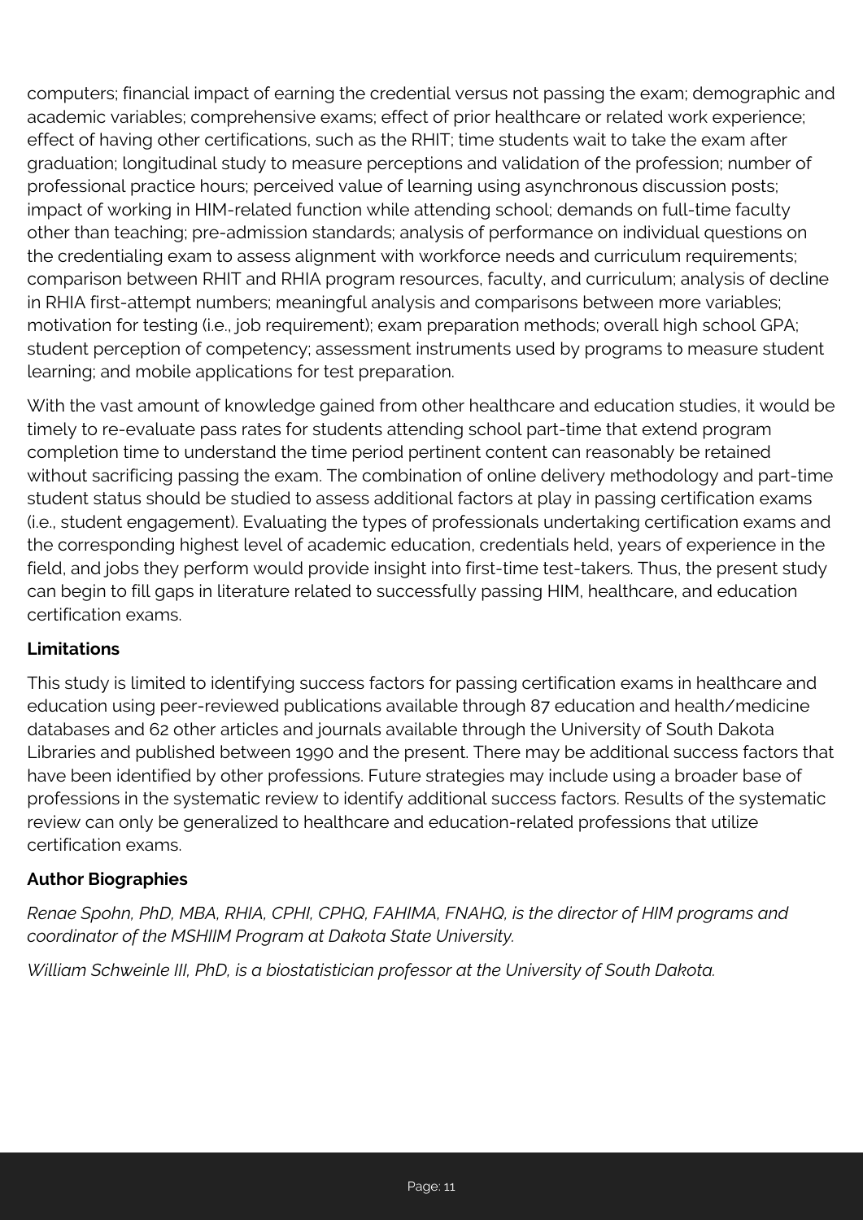computers; financial impact of earning the credential versus not passing the exam; demographic and academic variables; comprehensive exams; effect of prior healthcare or related work experience; effect of having other certifications, such as the RHIT; time students wait to take the exam after graduation; longitudinal study to measure perceptions and validation of the profession; number of professional practice hours; perceived value of learning using asynchronous discussion posts; impact of working in HIM-related function while attending school; demands on full-time faculty other than teaching; pre-admission standards; analysis of performance on individual questions on the credentialing exam to assess alignment with workforce needs and curriculum requirements; comparison between RHIT and RHIA program resources, faculty, and curriculum; analysis of decline in RHIA first-attempt numbers; meaningful analysis and comparisons between more variables; motivation for testing (i.e., job requirement); exam preparation methods; overall high school GPA; student perception of competency; assessment instruments used by programs to measure student learning; and mobile applications for test preparation.

With the vast amount of knowledge gained from other healthcare and education studies, it would be timely to re-evaluate pass rates for students attending school part-time that extend program completion time to understand the time period pertinent content can reasonably be retained without sacrificing passing the exam. The combination of online delivery methodology and part-time student status should be studied to assess additional factors at play in passing certification exams (i.e., student engagement). Evaluating the types of professionals undertaking certification exams and the corresponding highest level of academic education, credentials held, years of experience in the field, and jobs they perform would provide insight into first-time test-takers. Thus, the present study can begin to fill gaps in literature related to successfully passing HIM, healthcare, and education certification exams.

### Limitations

This study is limited to identifying success factors for passing certification exams in healthcare and education using peer-reviewed publications available through 87 education and health/medicine databases and 62 other articles and journals available through the University of South Dakota Libraries and published between 1990 and the present. There may be additional success factors that have been identified by other professions. Future strategies may include using a broader base of professions in the systematic review to identify additional success factors. Results of the systematic review can only be generalized to healthcare and education-related professions that utilize certification exams.

### Author Biographies

*Renae Spohn, PhD, MBA, RHIA, CPHI, CPHQ, FAHIMA, FNAHQ, is the director of HIM programs and coordinator of the MSHIIM Program at Dakota State University.*

*William Schweinle III, PhD, is a biostatistician professor at the University of South Dakota.*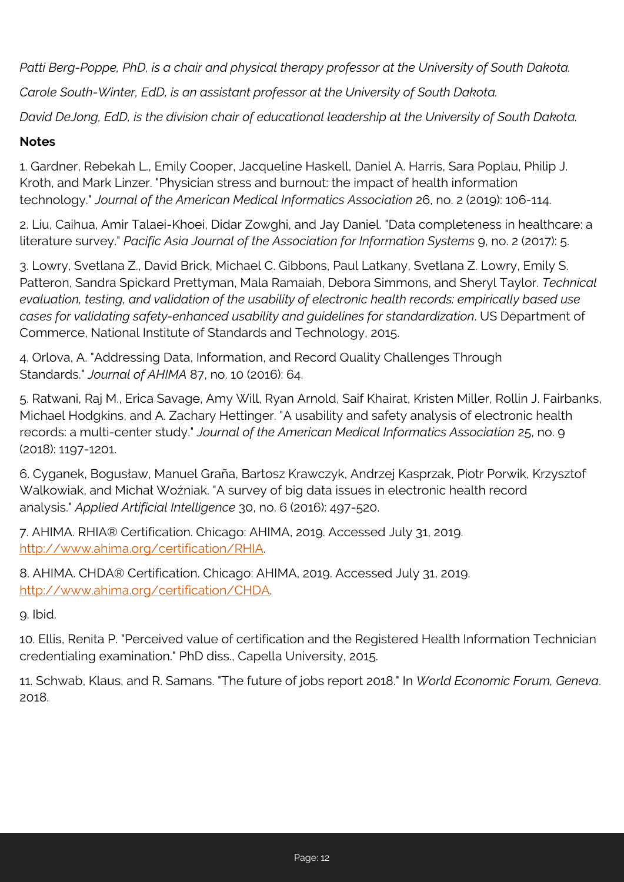*Patti Berg-Poppe, PhD, is a chair and physical therapy professor at the University of South Dakota.*

*Carole South-Winter, EdD, is an assistant professor at the University of South Dakota.*

*David DeJong, EdD, is the division chair of educational leadership at the University of South Dakota.*

**Notes**

1. Gardner, Rebekah L., Emily Cooper, Jacqueline Haskell, Daniel A. Harris, Sara Poplau, Philip J. Kroth, and Mark Linzer. "Physician stress and burnout: the impact of health information technology." *Journal of the American Medical Informatics Association* 26, no. 2 (2019): 106-114.

2. Liu, Caihua, Amir Talaei-Khoei, Didar Zowghi, and Jay Daniel. "Data completeness in healthcare: a literature survey." *Pacific Asia Journal of the Association for Information Systems* 9, no. 2 (2017): 5.

3. Lowry, Svetlana Z., David Brick, Michael C. Gibbons, Paul Latkany, Svetlana Z. Lowry, Emily S. Patteron, Sandra Spickard Prettyman, Mala Ramaiah, Debora Simmons, and Sheryl Taylor. *Technical evaluation, testing, and validation of the usability of electronic health records: empirically based use cases for validating safety-enhanced usability and guidelines for standardization*. US Department of Commerce, National Institute of Standards and Technology, 2015.

4. Orlova, A. "Addressing Data, Information, and Record Quality Challenges Through Standards." *Journal of AHIMA* 87, no. 10 (2016): 64.

5. Ratwani, Raj M., Erica Savage, Amy Will, Ryan Arnold, Saif Khairat, Kristen Miller, Rollin J. Fairbanks, Michael Hodgkins, and A. Zachary Hettinger. "A usability and safety analysis of electronic health records: a multi-center study." *Journal of the American Medical Informatics Association* 25, no. 9 (2018): 1197-1201.

6. Cyganek, Bogusław, Manuel Graña, Bartosz Krawczyk, Andrzej Kasprzak, Piotr Porwik, Krzysztof Walkowiak, and Michał Woźniak. "A survey of big data issues in electronic health record analysis." *Applied Artificial Intelligence* 30, no. 6 (2016): 497-520.

7. AHIMA. RHIA® Certification. Chicago: AHIMA, 2019. Accessed July 31, 2019. http://www.ahima.org/certification/RHIA.

8. AHIMA. CHDA® Certification. Chicago: AHIMA, 2019. Accessed July 31, 2019. http://www.ahima.org/certification/CHDA.

9. Ibid.

10. Ellis, Renita P. "Perceived value of certification and the Registered Health Information Technician credentialing examination." PhD diss., Capella University, 2015.

11. Schwab, Klaus, and R. Samans. "The future of jobs report 2018." In *World Economic Forum, Geneva*. 2018.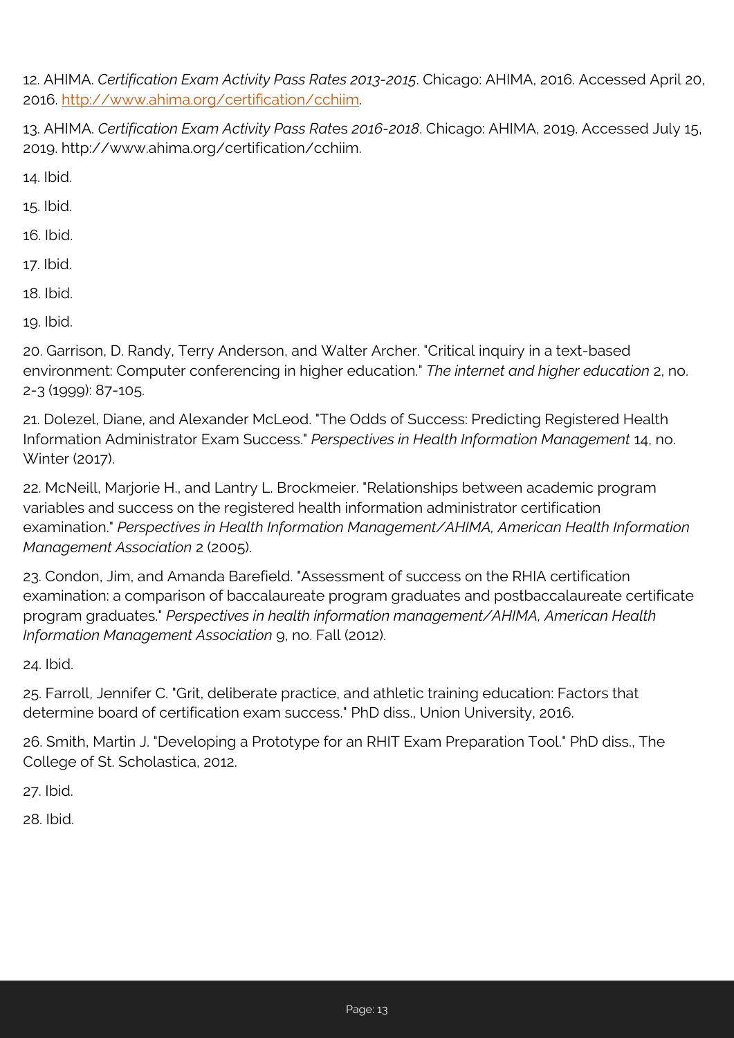12. AHIMA. *Certification Exam Activity Pass Rates 2013-2015*. Chicago: AHIMA, 2016. Accessed April 20, 2016. [http://www.ahima.org/certification/cchiim](http://www.ahima.org/certification/cchiim).

13. AHIMA. *Certification Exam Activity Pass Rat*es *2016-2018*. Chicago: AHIMA, 2019. Accessed July 15, 2019. http://www.ahima.org/certification/cchiim.

14. Ibid.

15. Ibid.

16. Ibid.

17. Ibid.

18. Ibid.

19. Ibid.

20. Garrison, D. Randy, Terry Anderson, and Walter Archer. "Critical inquiry in a text-based environment: Computer conferencing in higher education." *The internet and higher education* 2, no. 2-3 (1999): 87-105.

21. Dolezel, Diane, and Alexander McLeod. "The Odds of Success: Predicting Registered Health Information Administrator Exam Success." *Perspectives in Health Information Management* 14, no. Winter (2017).

22. McNeill, Marjorie H., and Lantry L. Brockmeier. "Relationships between academic program variables and success on the registered health information administrator certification examination." *Perspectives in Health Information Management/AHIMA, American Health Information Management Association* 2 (2005).

23. Condon, Jim, and Amanda Barefield. "Assessment of success on the RHIA certification examination: a comparison of baccalaureate program graduates and postbaccalaureate certificate program graduates." *Perspectives in health information management/AHIMA, American Health Information Management Association* 9, no. Fall (2012).

24. Ibid.

25. Farroll, Jennifer C. "Grit, deliberate practice, and athletic training education: Factors that determine board of certification exam success." PhD diss., Union University, 2016.

26. Smith, Martin J. "Developing a Prototype for an RHIT Exam Preparation Tool." PhD diss., The College of St. Scholastica, 2012.

27. Ibid.

28. Ibid.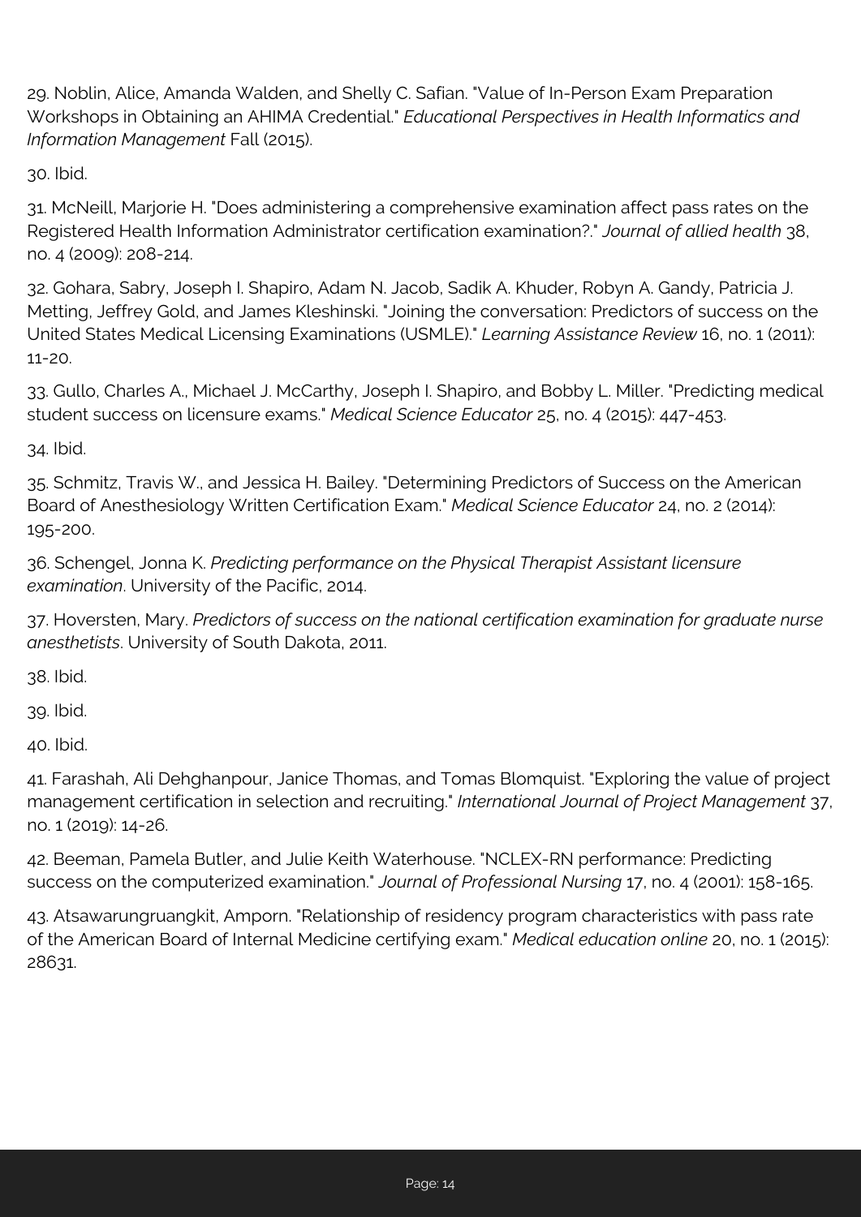29. Noblin, Alice, Amanda Walden, and Shelly C. Safian. "Value of In-Person Exam Preparation Workshops in Obtaining an AHIMA Credential." *Educational Perspectives in Health Informatics and Information Management* Fall (2015).

30. Ibid.

31. McNeill, Marjorie H. "Does administering a comprehensive examination affect pass rates on the Registered Health Information Administrator certification examination?." *Journal of allied health* 38, no. 4 (2009): 208-214.

32. Gohara, Sabry, Joseph I. Shapiro, Adam N. Jacob, Sadik A. Khuder, Robyn A. Gandy, Patricia J. Metting, Jeffrey Gold, and James Kleshinski. "Joining the conversation: Predictors of success on the United States Medical Licensing Examinations (USMLE)." *Learning Assistance Review* 16, no. 1 (2011): 11-20.

33. Gullo, Charles A., Michael J. McCarthy, Joseph I. Shapiro, and Bobby L. Miller. "Predicting medical student success on licensure exams." *Medical Science Educator* 25, no. 4 (2015): 447-453.

34. Ibid.

35. Schmitz, Travis W., and Jessica H. Bailey. "Determining Predictors of Success on the American Board of Anesthesiology Written Certification Exam." *Medical Science Educator* 24, no. 2 (2014): 195-200.

36. Schengel, Jonna K. *Predicting performance on the Physical Therapist Assistant licensure examination*. University of the Pacific, 2014.

37. Hoversten, Mary. *Predictors of success on the national certification examination for graduate nurse anesthetists*. University of South Dakota, 2011.

38. Ibid.

39. Ibid.

40. Ibid.

41. Farashah, Ali Dehghanpour, Janice Thomas, and Tomas Blomquist. "Exploring the value of project management certification in selection and recruiting." *International Journal of Project Management* 37, no. 1 (2019): 14-26.

42. Beeman, Pamela Butler, and Julie Keith Waterhouse. "NCLEX-RN performance: Predicting success on the computerized examination." *Journal of Professional Nursing* 17, no. 4 (2001): 158-165.

43. Atsawarungruangkit, Amporn. "Relationship of residency program characteristics with pass rate of the American Board of Internal Medicine certifying exam." *Medical education online* 20, no. 1 (2015): 28631.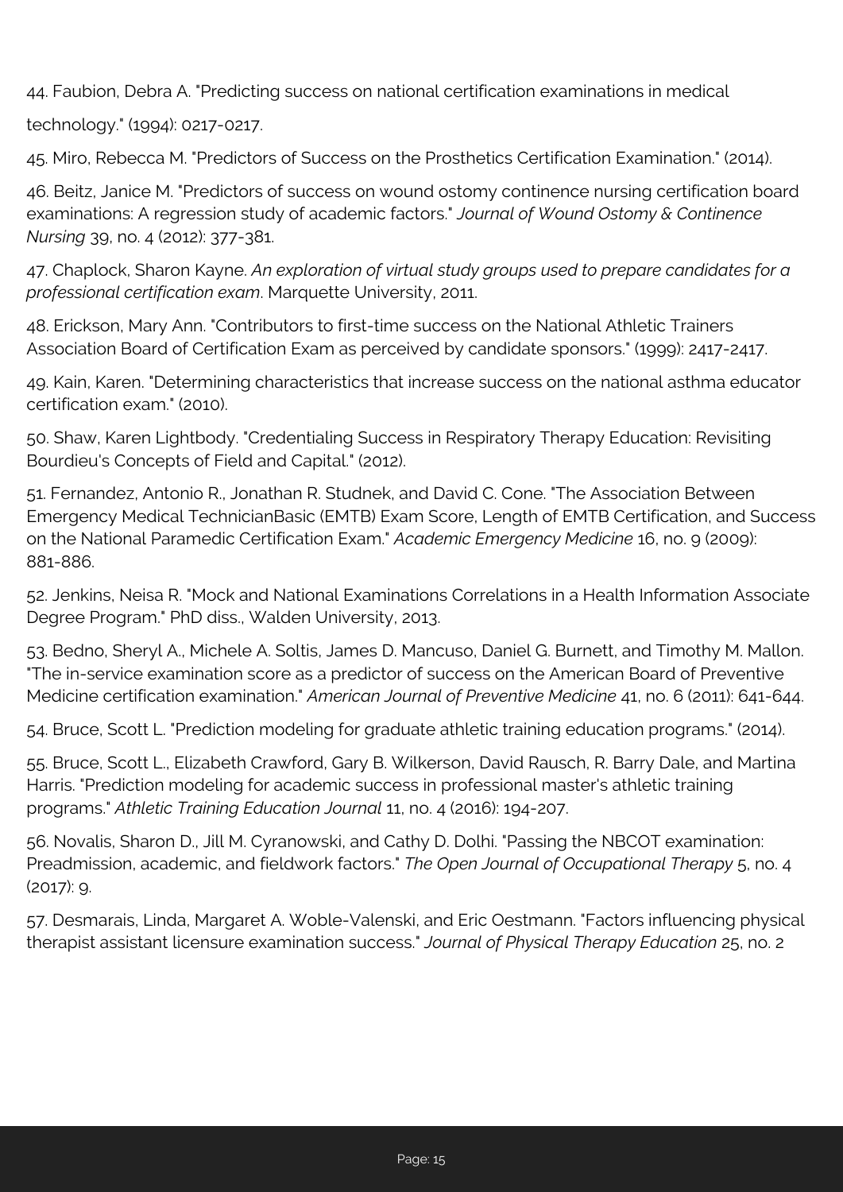44. Faubion, Debra A. "Predicting success on national certification examinations in medical technology." (1994): 0217-0217.

45. Miro, Rebecca M. "Predictors of Success on the Prosthetics Certification Examination." (2014).

46. Beitz, Janice M. "Predictors of success on wound ostomy continence nursing certification board examinations: A regression study of academic factors." *Journal of Wound Ostomy & Continence Nursing* 39, no. 4 (2012): 377-381.

47. Chaplock, Sharon Kayne. *An exploration of virtual study groups used to prepare candidates for a professional certification exam*. Marquette University, 2011.

48. Erickson, Mary Ann. "Contributors to first-time success on the National Athletic Trainers Association Board of Certification Exam as perceived by candidate sponsors." (1999): 2417-2417.

49. Kain, Karen. "Determining characteristics that increase success on the national asthma educator certification exam." (2010).

50. Shaw, Karen Lightbody. "Credentialing Success in Respiratory Therapy Education: Revisiting Bourdieu's Concepts of Field and Capital." (2012).

51. Fernandez, Antonio R., Jonathan R. Studnek, and David C. Cone. "The Association Between Emergency Medical TechnicianBasic (EMTB) Exam Score, Length of EMTB Certification, and Success on the National Paramedic Certification Exam." *Academic Emergency Medicine* 16, no. 9 (2009): 881-886.

52. Jenkins, Neisa R. "Mock and National Examinations Correlations in a Health Information Associate Degree Program." PhD diss., Walden University, 2013.

53. Bedno, Sheryl A., Michele A. Soltis, James D. Mancuso, Daniel G. Burnett, and Timothy M. Mallon. "The in-service examination score as a predictor of success on the American Board of Preventive Medicine certification examination." *American Journal of Preventive Medicine* 41, no. 6 (2011): 641-644.

54. Bruce, Scott L. "Prediction modeling for graduate athletic training education programs." (2014).

55. Bruce, Scott L., Elizabeth Crawford, Gary B. Wilkerson, David Rausch, R. Barry Dale, and Martina Harris. "Prediction modeling for academic success in professional master's athletic training programs." *Athletic Training Education Journal* 11, no. 4 (2016): 194-207.

56. Novalis, Sharon D., Jill M. Cyranowski, and Cathy D. Dolhi. "Passing the NBCOT examination: Preadmission, academic, and fieldwork factors." *The Open Journal of Occupational Therapy* 5, no. 4 (2017): 9.

57. Desmarais, Linda, Margaret A. Woble-Valenski, and Eric Oestmann. "Factors influencing physical therapist assistant licensure examination success." *Journal of Physical Therapy Education* 25, no. 2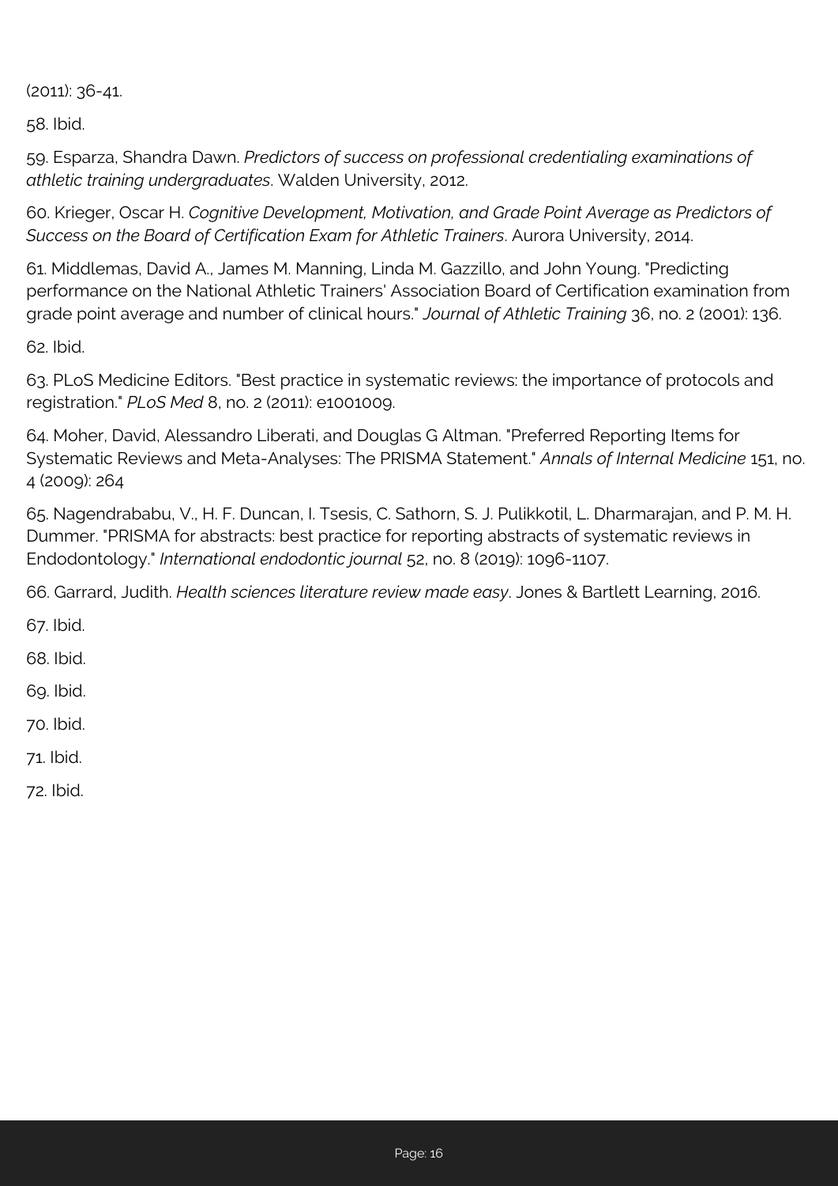(2011): 36-41.

58. Ibid.

59. Esparza, Shandra Dawn. *Predictors of success on professional credentialing examinations of athletic training undergraduates*. Walden University, 2012.

60. Krieger, Oscar H. *Cognitive Development, Motivation, and Grade Point Average as Predictors of Success on the Board of Certification Exam for Athletic Trainers*. Aurora University, 2014.

61. Middlemas, David A., James M. Manning, Linda M. Gazzillo, and John Young. "Predicting performance on the National Athletic Trainers' Association Board of Certification examination from grade point average and number of clinical hours." *Journal of Athletic Training* 36, no. 2 (2001): 136.

62. Ibid.

63. PLoS Medicine Editors. "Best practice in systematic reviews: the importance of protocols and registration." *PLoS Med* 8, no. 2 (2011): e1001009.

64. Moher, David, Alessandro Liberati, and Douglas G Altman. "Preferred Reporting Items for Systematic Reviews and Meta-Analyses: The PRISMA Statement." *Annals of Internal Medicine* 151, no. 4 (2009): 264

65. Nagendrababu, V., H. F. Duncan, I. Tsesis, C. Sathorn, S. J. Pulikkotil, L. Dharmarajan, and P. M. H. Dummer. "PRISMA for abstracts: best practice for reporting abstracts of systematic reviews in Endodontology." *International endodontic journal* 52, no. 8 (2019): 1096-1107.

66. Garrard, Judith. *Health sciences literature review made easy*. Jones & Bartlett Learning, 2016.

67. Ibid.

68. Ibid.

69. Ibid.

70. Ibid.

71. Ibid.

72. Ibid.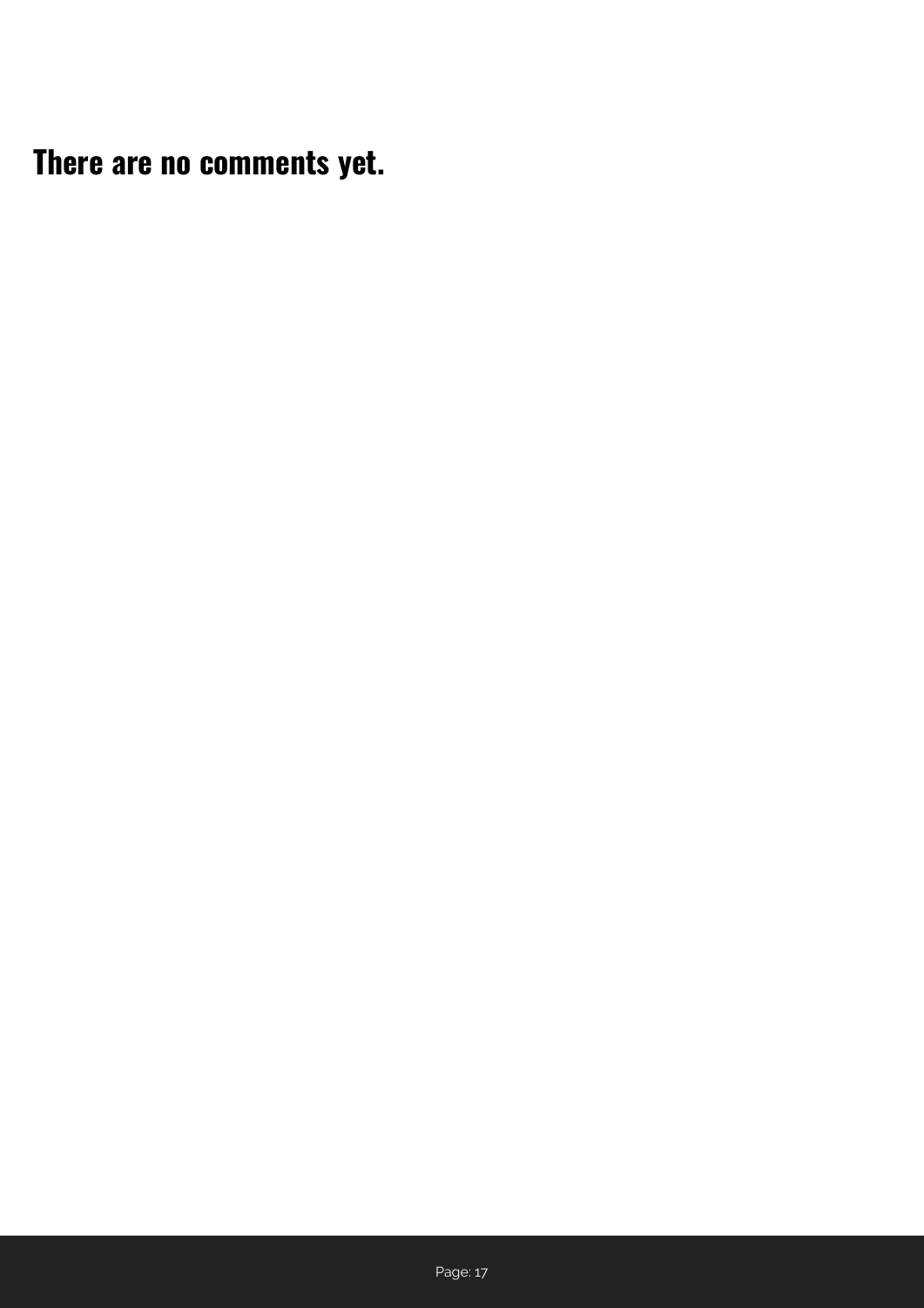## There are no comments yet.